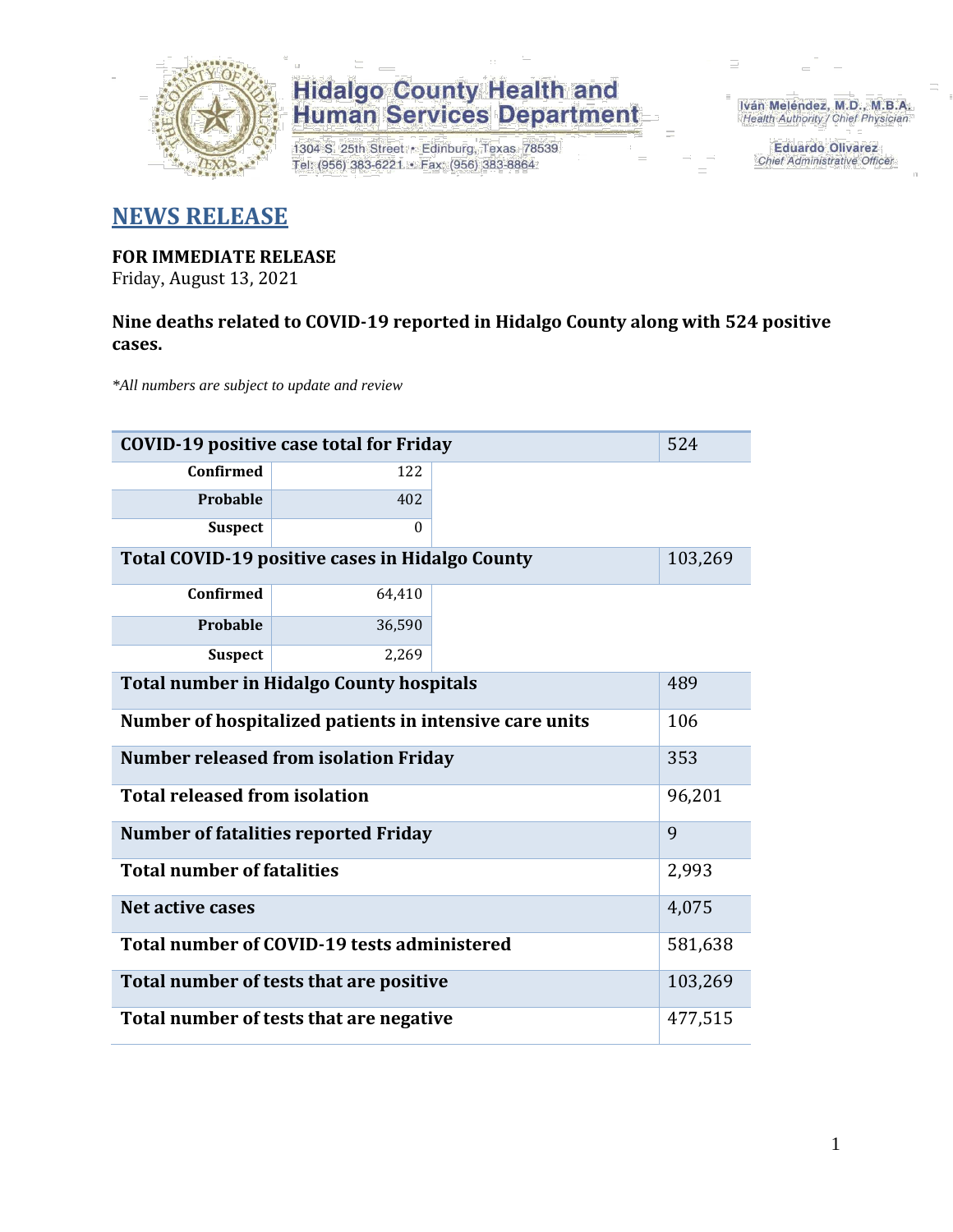Hidalgo County Health and Human Services Department

1304 S. 25th Street • Edinburg, Texas 78539
Tel: (956) 383-6221 • Fax: (956) 383-8864

Iván Meléndez, M.D., M.B.A.
Health Authority / Chief Physician

Eduardo Olivarez
Chief Administrative Officer

# NEWS RELEASE

**FOR IMMEDIATE RELEASE**
Friday, August 13, 2021

**Nine deaths related to COVID-19 reported in Hidalgo County along with 524 positive cases.**

*\*All numbers are subject to update and review*

| COVID-19 positive case total for Friday | | | 524 |
|---|---|---|---|
| Confirmed | 122 | | |
| Probable | 402 | | |
| Suspect | 0 | | |
| **Total COVID-19 positive cases in Hidalgo County** | | | 103,269 |
| Confirmed | 64,410 | | |
| Probable | 36,590 | | |
| Suspect | 2,269 | | |
| **Total number in Hidalgo County hospitals** | | | 489 |
| **Number of hospitalized patients in intensive care units** | | | 106 |
| **Number released from isolation Friday** | | | 353 |
| **Total released from isolation** | | | 96,201 |
| **Number of fatalities reported Friday** | | | 9 |
| **Total number of fatalities** | | | 2,993 |
| **Net active cases** | | | 4,075 |
| **Total number of COVID-19 tests administered** | | | 581,638 |
| **Total number of tests that are positive** | | | 103,269 |
| **Total number of tests that are negative** | | | 477,515 |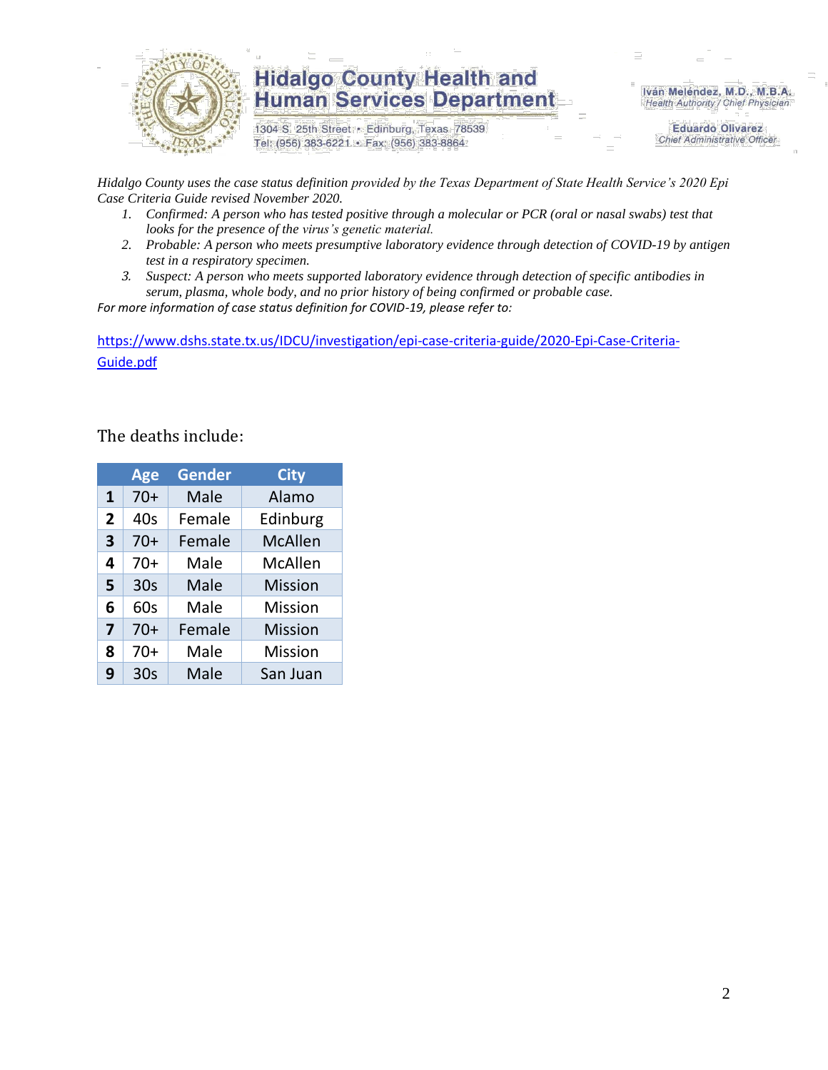*Hidalgo County uses the case status definition provided by the Texas Department of State Health Service's 2020 Epi Case Criteria Guide revised November 2020.*

1. *Confirmed: A person who has tested positive through a molecular or PCR (oral or nasal swabs) test that looks for the presence of the virus's genetic material.*
2. *Probable: A person who meets presumptive laboratory evidence through detection of COVID-19 by antigen test in a respiratory specimen.*
3. *Suspect: A person who meets supported laboratory evidence through detection of specific antibodies in serum, plasma, whole body, and no prior history of being confirmed or probable case.*

*For more information of case status definition for COVID-19, please refer to:*

https://www.dshs.state.tx.us/IDCU/investigation/epi-case-criteria-guide/2020-Epi-Case-Criteria-Guide.pdf

The deaths include:

| | Age | Gender | City |
|---|---|---|---|
| **1** | 70+ | Male | Alamo |
| **2** | 40s | Female | Edinburg |
| **3** | 70+ | Female | McAllen |
| **4** | 70+ | Male | McAllen |
| **5** | 30s | Male | Mission |
| **6** | 60s | Male | Mission |
| **7** | 70+ | Female | Mission |
| **8** | 70+ | Male | Mission |
| **9** | 30s | Male | San Juan |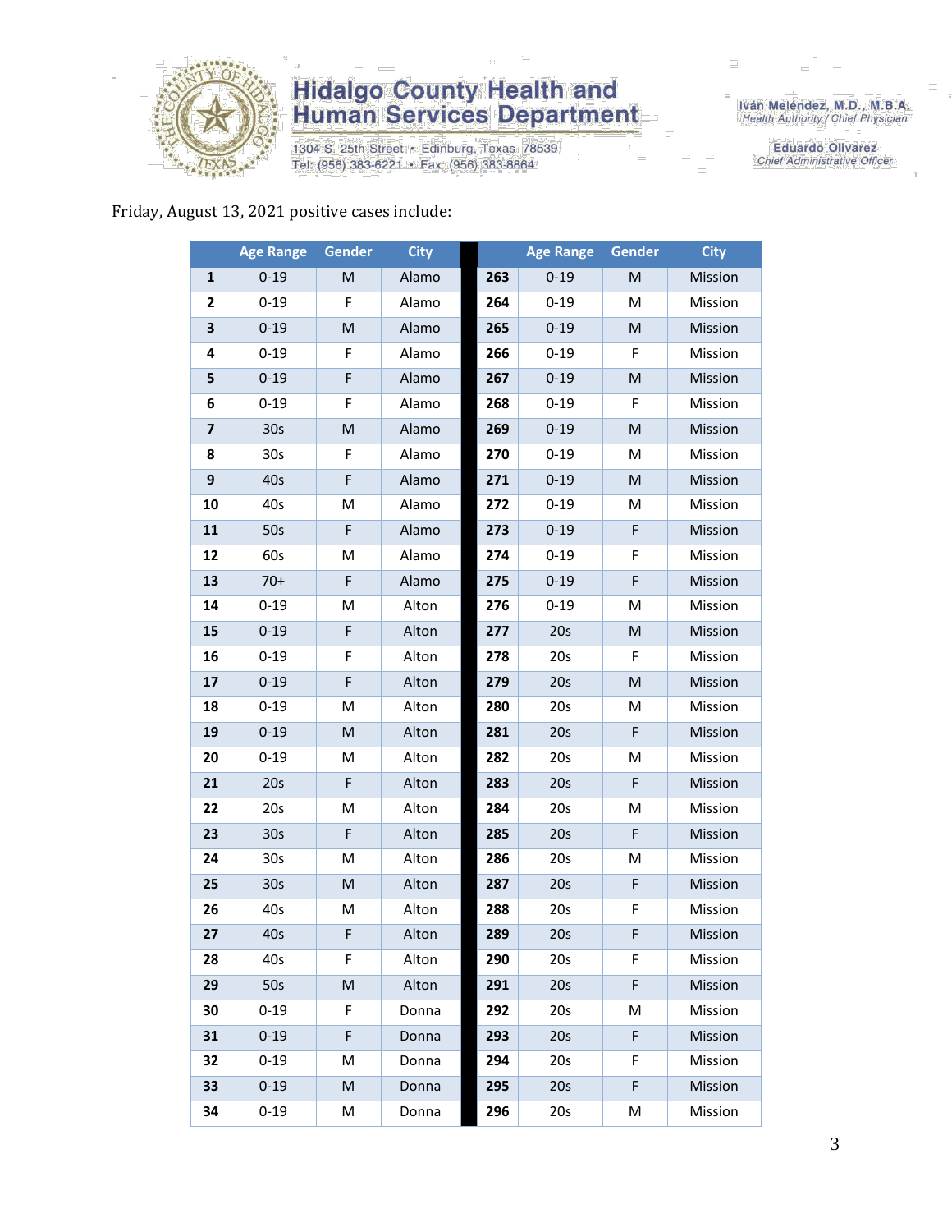Friday, August 13, 2021 positive cases include:

| | Age Range | Gender | City | | Age Range | Gender | City |
|---|---|---|---|---|---|---|---|
| 1 | 0-19 | M | Alamo | 263 | 0-19 | M | Mission |
| 2 | 0-19 | F | Alamo | 264 | 0-19 | M | Mission |
| 3 | 0-19 | M | Alamo | 265 | 0-19 | M | Mission |
| 4 | 0-19 | F | Alamo | 266 | 0-19 | F | Mission |
| 5 | 0-19 | F | Alamo | 267 | 0-19 | M | Mission |
| 6 | 0-19 | F | Alamo | 268 | 0-19 | F | Mission |
| 7 | 30s | M | Alamo | 269 | 0-19 | M | Mission |
| 8 | 30s | F | Alamo | 270 | 0-19 | M | Mission |
| 9 | 40s | F | Alamo | 271 | 0-19 | M | Mission |
| 10 | 40s | M | Alamo | 272 | 0-19 | M | Mission |
| 11 | 50s | F | Alamo | 273 | 0-19 | F | Mission |
| 12 | 60s | M | Alamo | 274 | 0-19 | F | Mission |
| 13 | 70+ | F | Alamo | 275 | 0-19 | F | Mission |
| 14 | 0-19 | M | Alton | 276 | 0-19 | M | Mission |
| 15 | 0-19 | F | Alton | 277 | 20s | M | Mission |
| 16 | 0-19 | F | Alton | 278 | 20s | F | Mission |
| 17 | 0-19 | F | Alton | 279 | 20s | M | Mission |
| 18 | 0-19 | M | Alton | 280 | 20s | M | Mission |
| 19 | 0-19 | M | Alton | 281 | 20s | F | Mission |
| 20 | 0-19 | M | Alton | 282 | 20s | M | Mission |
| 21 | 20s | F | Alton | 283 | 20s | F | Mission |
| 22 | 20s | M | Alton | 284 | 20s | M | Mission |
| 23 | 30s | F | Alton | 285 | 20s | F | Mission |
| 24 | 30s | M | Alton | 286 | 20s | M | Mission |
| 25 | 30s | M | Alton | 287 | 20s | F | Mission |
| 26 | 40s | M | Alton | 288 | 20s | F | Mission |
| 27 | 40s | F | Alton | 289 | 20s | F | Mission |
| 28 | 40s | F | Alton | 290 | 20s | F | Mission |
| 29 | 50s | M | Alton | 291 | 20s | F | Mission |
| 30 | 0-19 | F | Donna | 292 | 20s | M | Mission |
| 31 | 0-19 | F | Donna | 293 | 20s | F | Mission |
| 32 | 0-19 | M | Donna | 294 | 20s | F | Mission |
| 33 | 0-19 | M | Donna | 295 | 20s | F | Mission |
| 34 | 0-19 | M | Donna | 296 | 20s | M | Mission |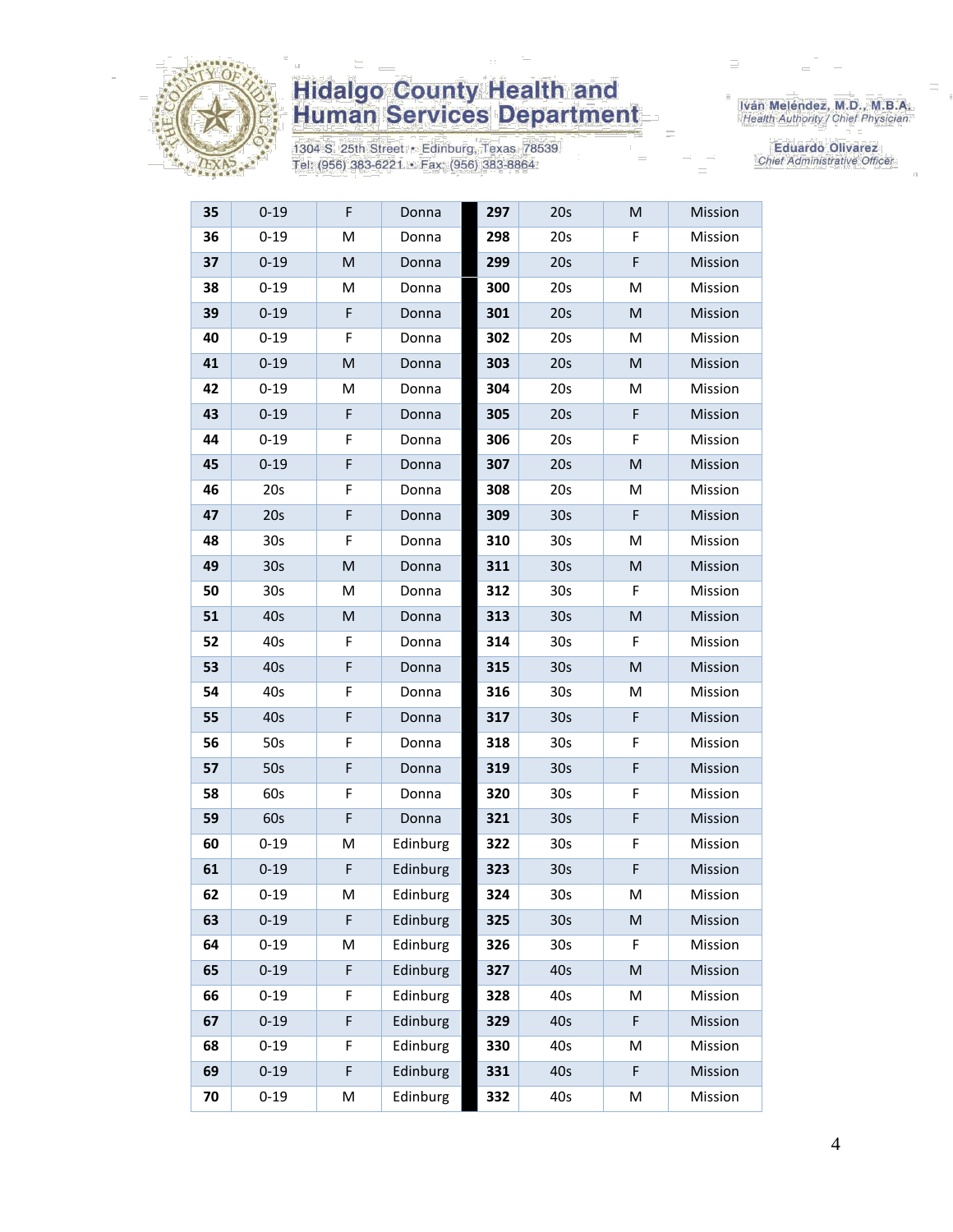| 35 | 0-19 | F | Donna | 297 | 20s | M | Mission |
|---|---|---|---|---|---|---|---|
| 36 | 0-19 | M | Donna | 298 | 20s | F | Mission |
| 37 | 0-19 | M | Donna | 299 | 20s | F | Mission |
| 38 | 0-19 | M | Donna | 300 | 20s | M | Mission |
| 39 | 0-19 | F | Donna | 301 | 20s | M | Mission |
| 40 | 0-19 | F | Donna | 302 | 20s | M | Mission |
| 41 | 0-19 | M | Donna | 303 | 20s | M | Mission |
| 42 | 0-19 | M | Donna | 304 | 20s | M | Mission |
| 43 | 0-19 | F | Donna | 305 | 20s | F | Mission |
| 44 | 0-19 | F | Donna | 306 | 20s | F | Mission |
| 45 | 0-19 | F | Donna | 307 | 20s | M | Mission |
| 46 | 20s | F | Donna | 308 | 20s | M | Mission |
| 47 | 20s | F | Donna | 309 | 30s | F | Mission |
| 48 | 30s | F | Donna | 310 | 30s | M | Mission |
| 49 | 30s | M | Donna | 311 | 30s | M | Mission |
| 50 | 30s | M | Donna | 312 | 30s | F | Mission |
| 51 | 40s | M | Donna | 313 | 30s | M | Mission |
| 52 | 40s | F | Donna | 314 | 30s | F | Mission |
| 53 | 40s | F | Donna | 315 | 30s | M | Mission |
| 54 | 40s | F | Donna | 316 | 30s | M | Mission |
| 55 | 40s | F | Donna | 317 | 30s | F | Mission |
| 56 | 50s | F | Donna | 318 | 30s | F | Mission |
| 57 | 50s | F | Donna | 319 | 30s | F | Mission |
| 58 | 60s | F | Donna | 320 | 30s | F | Mission |
| 59 | 60s | F | Donna | 321 | 30s | F | Mission |
| 60 | 0-19 | M | Edinburg | 322 | 30s | F | Mission |
| 61 | 0-19 | F | Edinburg | 323 | 30s | F | Mission |
| 62 | 0-19 | M | Edinburg | 324 | 30s | M | Mission |
| 63 | 0-19 | F | Edinburg | 325 | 30s | M | Mission |
| 64 | 0-19 | M | Edinburg | 326 | 30s | F | Mission |
| 65 | 0-19 | F | Edinburg | 327 | 40s | M | Mission |
| 66 | 0-19 | F | Edinburg | 328 | 40s | M | Mission |
| 67 | 0-19 | F | Edinburg | 329 | 40s | F | Mission |
| 68 | 0-19 | F | Edinburg | 330 | 40s | M | Mission |
| 69 | 0-19 | F | Edinburg | 331 | 40s | F | Mission |
| 70 | 0-19 | M | Edinburg | 332 | 40s | M | Mission |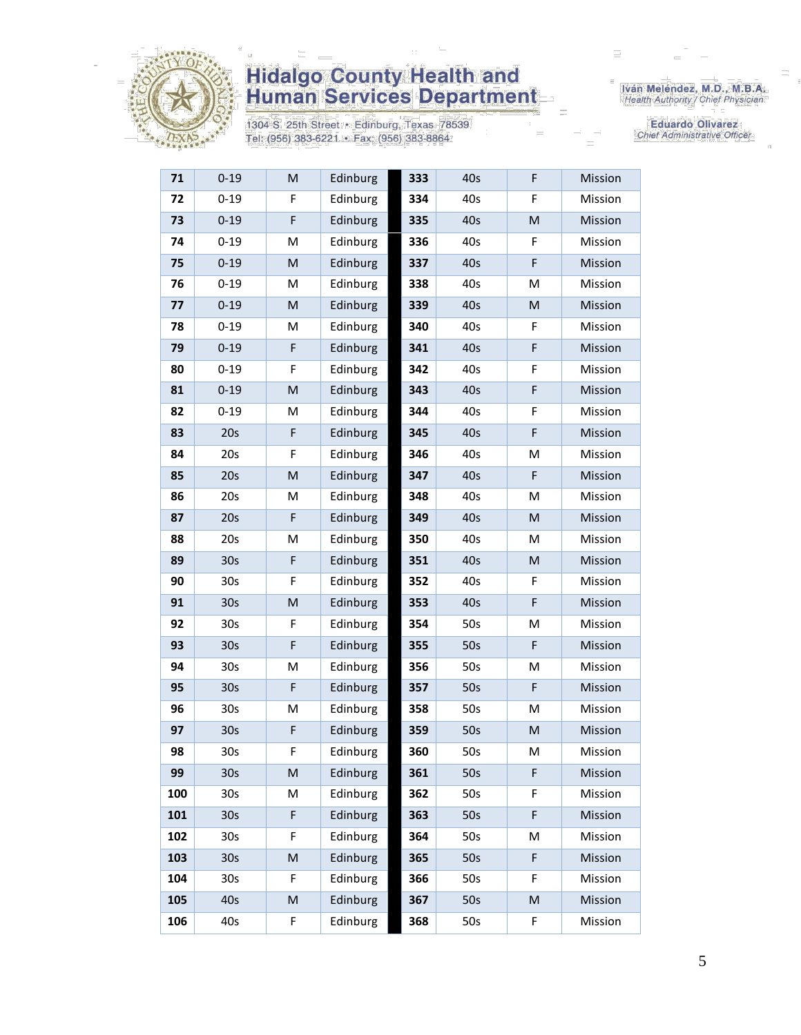Hidalgo County Health and Human Services Department

1304 S. 25th Street • Edinburg, Texas 78539
Tel: (956) 383-6221 • Fax: (956) 383-8864

Iván Meléndez, M.D., M.B.A.
Health Authority / Chief Physician

Eduardo Olivarez
Chief Administrative Officer

| | | | | | | | | |
|---|---|---|---|---|---|---|---|---|
| 71 | 0-19 | M | Edinburg | | 333 | 40s | F | Mission |
| 72 | 0-19 | F | Edinburg | | 334 | 40s | F | Mission |
| 73 | 0-19 | F | Edinburg | | 335 | 40s | M | Mission |
| 74 | 0-19 | M | Edinburg | | 336 | 40s | F | Mission |
| 75 | 0-19 | M | Edinburg | | 337 | 40s | F | Mission |
| 76 | 0-19 | M | Edinburg | | 338 | 40s | M | Mission |
| 77 | 0-19 | M | Edinburg | | 339 | 40s | M | Mission |
| 78 | 0-19 | M | Edinburg | | 340 | 40s | F | Mission |
| 79 | 0-19 | F | Edinburg | | 341 | 40s | F | Mission |
| 80 | 0-19 | F | Edinburg | | 342 | 40s | F | Mission |
| 81 | 0-19 | M | Edinburg | | 343 | 40s | F | Mission |
| 82 | 0-19 | M | Edinburg | | 344 | 40s | F | Mission |
| 83 | 20s | F | Edinburg | | 345 | 40s | F | Mission |
| 84 | 20s | F | Edinburg | | 346 | 40s | M | Mission |
| 85 | 20s | M | Edinburg | | 347 | 40s | F | Mission |
| 86 | 20s | M | Edinburg | | 348 | 40s | M | Mission |
| 87 | 20s | F | Edinburg | | 349 | 40s | M | Mission |
| 88 | 20s | M | Edinburg | | 350 | 40s | M | Mission |
| 89 | 30s | F | Edinburg | | 351 | 40s | M | Mission |
| 90 | 30s | F | Edinburg | | 352 | 40s | F | Mission |
| 91 | 30s | M | Edinburg | | 353 | 40s | F | Mission |
| 92 | 30s | F | Edinburg | | 354 | 50s | M | Mission |
| 93 | 30s | F | Edinburg | | 355 | 50s | F | Mission |
| 94 | 30s | M | Edinburg | | 356 | 50s | M | Mission |
| 95 | 30s | F | Edinburg | | 357 | 50s | F | Mission |
| 96 | 30s | M | Edinburg | | 358 | 50s | M | Mission |
| 97 | 30s | F | Edinburg | | 359 | 50s | M | Mission |
| 98 | 30s | F | Edinburg | | 360 | 50s | M | Mission |
| 99 | 30s | M | Edinburg | | 361 | 50s | F | Mission |
| 100 | 30s | M | Edinburg | | 362 | 50s | F | Mission |
| 101 | 30s | F | Edinburg | | 363 | 50s | F | Mission |
| 102 | 30s | F | Edinburg | | 364 | 50s | M | Mission |
| 103 | 30s | M | Edinburg | | 365 | 50s | F | Mission |
| 104 | 30s | F | Edinburg | | 366 | 50s | F | Mission |
| 105 | 40s | M | Edinburg | | 367 | 50s | M | Mission |
| 106 | 40s | F | Edinburg | | 368 | 50s | F | Mission |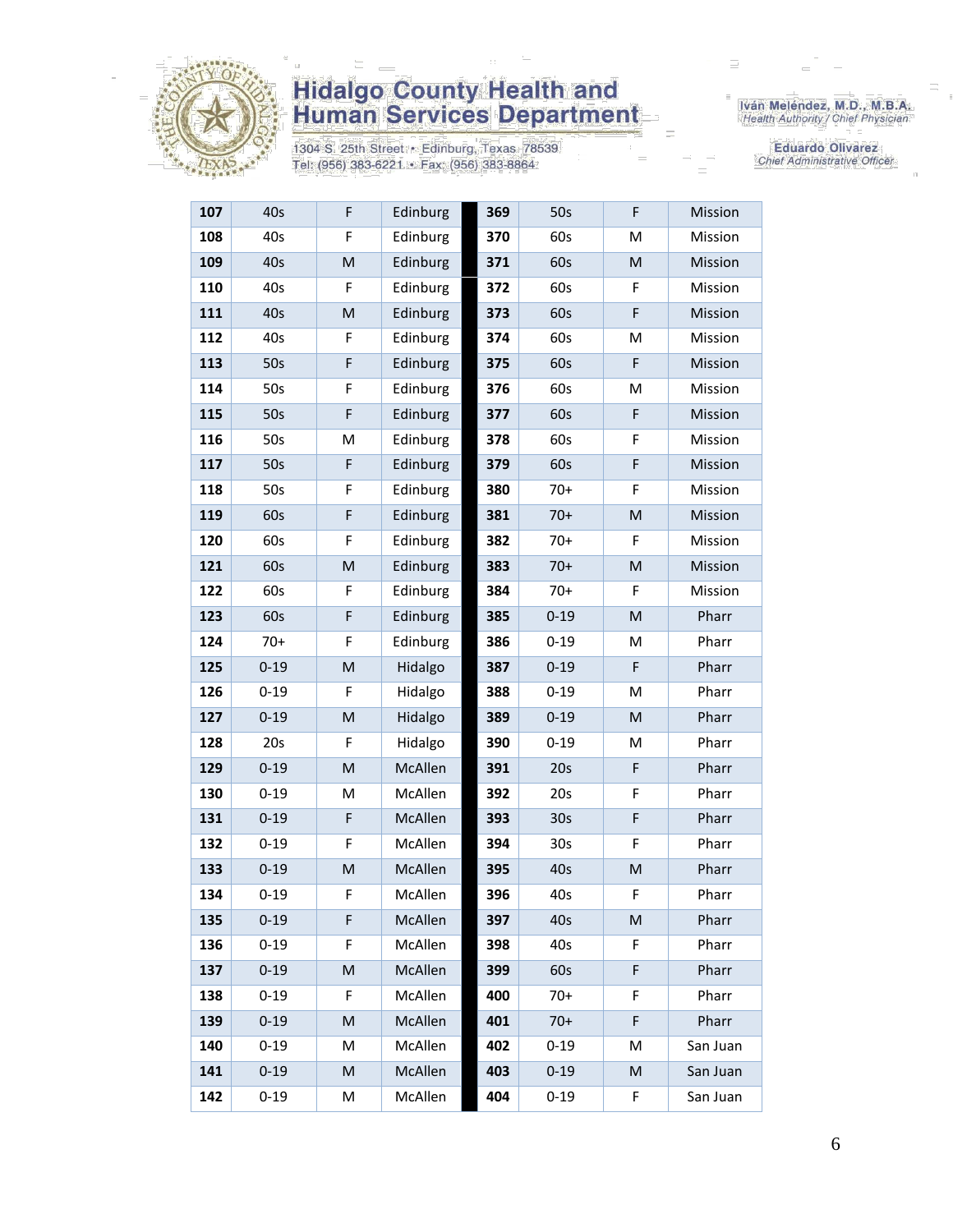Hidalgo County Health and Human Services Department

1304 S. 25th Street • Edinburg, Texas 78539
Tel: (956) 383-6221 • Fax: (956) 383-8864

Iván Meléndez, M.D., M.B.A.
Health Authority / Chief Physician

Eduardo Olivarez
Chief Administrative Officer

| | | | | | | | |
|---|---|---|---|---|---|---|---|
| **107** | 40s | F | Edinburg | **369** | 50s | F | Mission |
| **108** | 40s | F | Edinburg | **370** | 60s | M | Mission |
| **109** | 40s | M | Edinburg | **371** | 60s | M | Mission |
| **110** | 40s | F | Edinburg | **372** | 60s | F | Mission |
| **111** | 40s | M | Edinburg | **373** | 60s | F | Mission |
| **112** | 40s | F | Edinburg | **374** | 60s | M | Mission |
| **113** | 50s | F | Edinburg | **375** | 60s | F | Mission |
| **114** | 50s | F | Edinburg | **376** | 60s | M | Mission |
| **115** | 50s | F | Edinburg | **377** | 60s | F | Mission |
| **116** | 50s | M | Edinburg | **378** | 60s | F | Mission |
| **117** | 50s | F | Edinburg | **379** | 60s | F | Mission |
| **118** | 50s | F | Edinburg | **380** | 70+ | F | Mission |
| **119** | 60s | F | Edinburg | **381** | 70+ | M | Mission |
| **120** | 60s | F | Edinburg | **382** | 70+ | F | Mission |
| **121** | 60s | M | Edinburg | **383** | 70+ | M | Mission |
| **122** | 60s | F | Edinburg | **384** | 70+ | F | Mission |
| **123** | 60s | F | Edinburg | **385** | 0-19 | M | Pharr |
| **124** | 70+ | F | Edinburg | **386** | 0-19 | M | Pharr |
| **125** | 0-19 | M | Hidalgo | **387** | 0-19 | F | Pharr |
| **126** | 0-19 | F | Hidalgo | **388** | 0-19 | M | Pharr |
| **127** | 0-19 | M | Hidalgo | **389** | 0-19 | M | Pharr |
| **128** | 20s | F | Hidalgo | **390** | 0-19 | M | Pharr |
| **129** | 0-19 | M | McAllen | **391** | 20s | F | Pharr |
| **130** | 0-19 | M | McAllen | **392** | 20s | F | Pharr |
| **131** | 0-19 | F | McAllen | **393** | 30s | F | Pharr |
| **132** | 0-19 | F | McAllen | **394** | 30s | F | Pharr |
| **133** | 0-19 | M | McAllen | **395** | 40s | M | Pharr |
| **134** | 0-19 | F | McAllen | **396** | 40s | F | Pharr |
| **135** | 0-19 | F | McAllen | **397** | 40s | M | Pharr |
| **136** | 0-19 | F | McAllen | **398** | 40s | F | Pharr |
| **137** | 0-19 | M | McAllen | **399** | 60s | F | Pharr |
| **138** | 0-19 | F | McAllen | **400** | 70+ | F | Pharr |
| **139** | 0-19 | M | McAllen | **401** | 70+ | F | Pharr |
| **140** | 0-19 | M | McAllen | **402** | 0-19 | M | San Juan |
| **141** | 0-19 | M | McAllen | **403** | 0-19 | M | San Juan |
| **142** | 0-19 | M | McAllen | **404** | 0-19 | F | San Juan |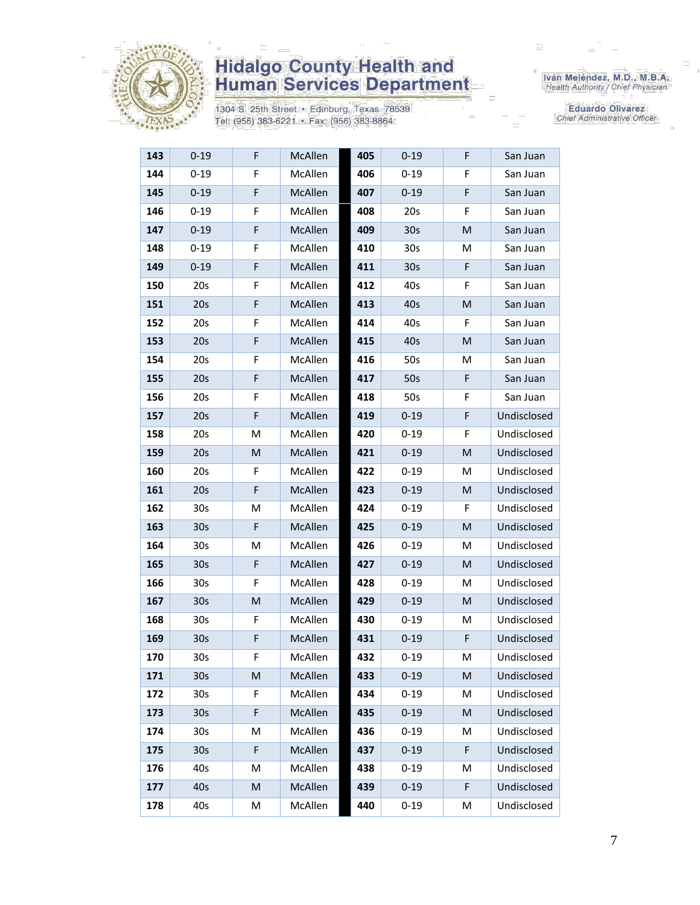| 143 | 0-19 | F | McAllen | 405 | 0-19 | F | San Juan |
|---|---|---|---|---|---|---|---|
| 144 | 0-19 | F | McAllen | 406 | 0-19 | F | San Juan |
| 145 | 0-19 | F | McAllen | 407 | 0-19 | F | San Juan |
| 146 | 0-19 | F | McAllen | 408 | 20s | F | San Juan |
| 147 | 0-19 | F | McAllen | 409 | 30s | M | San Juan |
| 148 | 0-19 | F | McAllen | 410 | 30s | M | San Juan |
| 149 | 0-19 | F | McAllen | 411 | 30s | F | San Juan |
| 150 | 20s | F | McAllen | 412 | 40s | F | San Juan |
| 151 | 20s | F | McAllen | 413 | 40s | M | San Juan |
| 152 | 20s | F | McAllen | 414 | 40s | F | San Juan |
| 153 | 20s | F | McAllen | 415 | 40s | M | San Juan |
| 154 | 20s | F | McAllen | 416 | 50s | M | San Juan |
| 155 | 20s | F | McAllen | 417 | 50s | F | San Juan |
| 156 | 20s | F | McAllen | 418 | 50s | F | San Juan |
| 157 | 20s | F | McAllen | 419 | 0-19 | F | Undisclosed |
| 158 | 20s | M | McAllen | 420 | 0-19 | F | Undisclosed |
| 159 | 20s | M | McAllen | 421 | 0-19 | M | Undisclosed |
| 160 | 20s | F | McAllen | 422 | 0-19 | M | Undisclosed |
| 161 | 20s | F | McAllen | 423 | 0-19 | M | Undisclosed |
| 162 | 30s | M | McAllen | 424 | 0-19 | F | Undisclosed |
| 163 | 30s | F | McAllen | 425 | 0-19 | M | Undisclosed |
| 164 | 30s | M | McAllen | 426 | 0-19 | M | Undisclosed |
| 165 | 30s | F | McAllen | 427 | 0-19 | M | Undisclosed |
| 166 | 30s | F | McAllen | 428 | 0-19 | M | Undisclosed |
| 167 | 30s | M | McAllen | 429 | 0-19 | M | Undisclosed |
| 168 | 30s | F | McAllen | 430 | 0-19 | M | Undisclosed |
| 169 | 30s | F | McAllen | 431 | 0-19 | F | Undisclosed |
| 170 | 30s | F | McAllen | 432 | 0-19 | M | Undisclosed |
| 171 | 30s | M | McAllen | 433 | 0-19 | M | Undisclosed |
| 172 | 30s | F | McAllen | 434 | 0-19 | M | Undisclosed |
| 173 | 30s | F | McAllen | 435 | 0-19 | M | Undisclosed |
| 174 | 30s | M | McAllen | 436 | 0-19 | M | Undisclosed |
| 175 | 30s | F | McAllen | 437 | 0-19 | F | Undisclosed |
| 176 | 40s | M | McAllen | 438 | 0-19 | M | Undisclosed |
| 177 | 40s | M | McAllen | 439 | 0-19 | F | Undisclosed |
| 178 | 40s | M | McAllen | 440 | 0-19 | M | Undisclosed |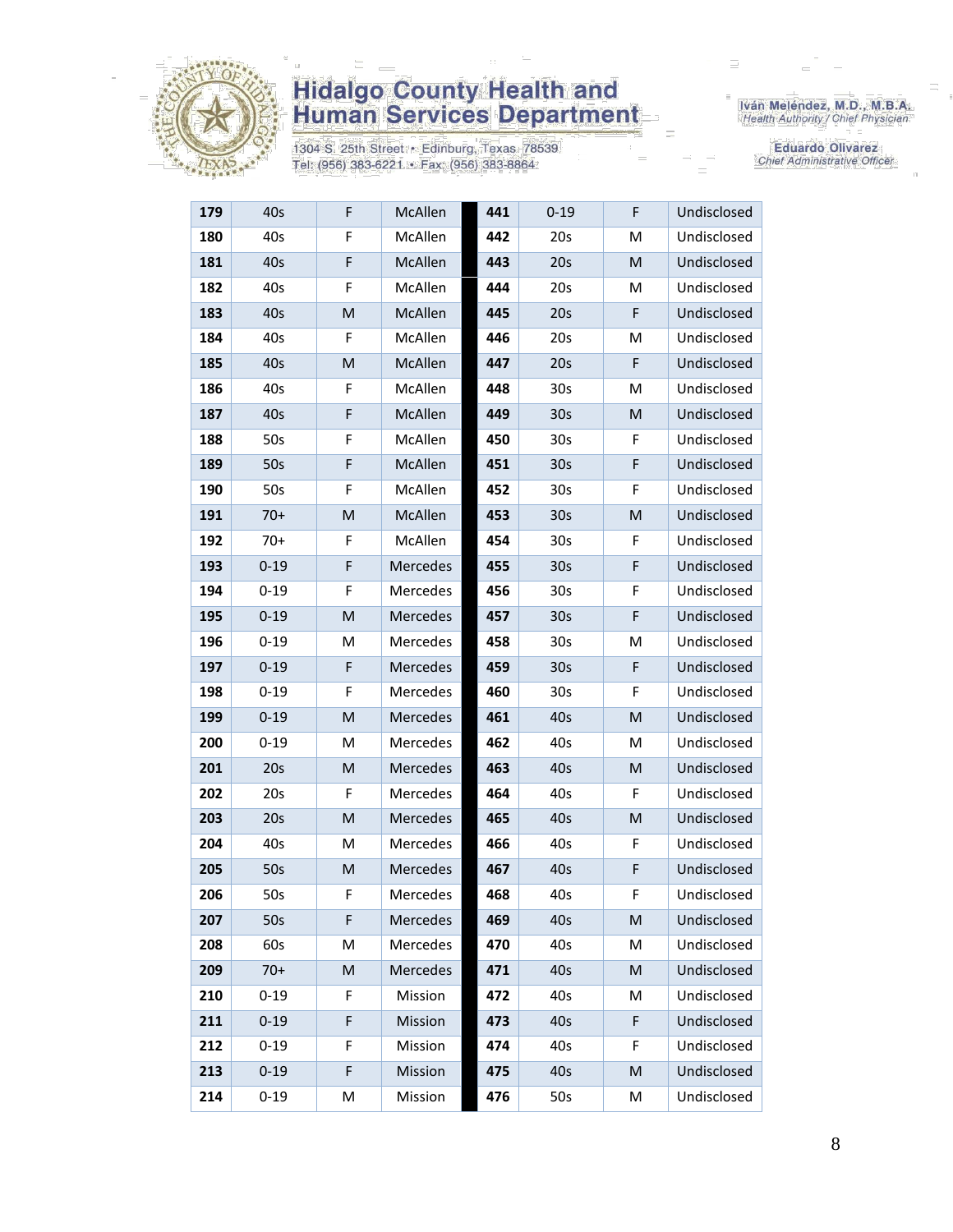# Hidalgo County Health and Human Services Department

1304 S. 25th Street • Edinburg, Texas 78539
Tel: (956) 383-6221 • Fax: (956) 383-8864

Iván Meléndez, M.D., M.B.A.
*Health Authority / Chief Physician*

Eduardo Olivarez
*Chief Administrative Officer*

| | | | | | | | |
|---|---|---|---|---|---|---|---|
| **179** | 40s | F | McAllen | **441** | 0-19 | F | Undisclosed |
| **180** | 40s | F | McAllen | **442** | 20s | M | Undisclosed |
| **181** | 40s | F | McAllen | **443** | 20s | M | Undisclosed |
| **182** | 40s | F | McAllen | **444** | 20s | M | Undisclosed |
| **183** | 40s | M | McAllen | **445** | 20s | F | Undisclosed |
| **184** | 40s | F | McAllen | **446** | 20s | M | Undisclosed |
| **185** | 40s | M | McAllen | **447** | 20s | F | Undisclosed |
| **186** | 40s | F | McAllen | **448** | 30s | M | Undisclosed |
| **187** | 40s | F | McAllen | **449** | 30s | M | Undisclosed |
| **188** | 50s | F | McAllen | **450** | 30s | F | Undisclosed |
| **189** | 50s | F | McAllen | **451** | 30s | F | Undisclosed |
| **190** | 50s | F | McAllen | **452** | 30s | F | Undisclosed |
| **191** | 70+ | M | McAllen | **453** | 30s | M | Undisclosed |
| **192** | 70+ | F | McAllen | **454** | 30s | F | Undisclosed |
| **193** | 0-19 | F | Mercedes | **455** | 30s | F | Undisclosed |
| **194** | 0-19 | F | Mercedes | **456** | 30s | F | Undisclosed |
| **195** | 0-19 | M | Mercedes | **457** | 30s | F | Undisclosed |
| **196** | 0-19 | M | Mercedes | **458** | 30s | M | Undisclosed |
| **197** | 0-19 | F | Mercedes | **459** | 30s | F | Undisclosed |
| **198** | 0-19 | F | Mercedes | **460** | 30s | F | Undisclosed |
| **199** | 0-19 | M | Mercedes | **461** | 40s | M | Undisclosed |
| **200** | 0-19 | M | Mercedes | **462** | 40s | M | Undisclosed |
| **201** | 20s | M | Mercedes | **463** | 40s | M | Undisclosed |
| **202** | 20s | F | Mercedes | **464** | 40s | F | Undisclosed |
| **203** | 20s | M | Mercedes | **465** | 40s | M | Undisclosed |
| **204** | 40s | M | Mercedes | **466** | 40s | F | Undisclosed |
| **205** | 50s | M | Mercedes | **467** | 40s | F | Undisclosed |
| **206** | 50s | F | Mercedes | **468** | 40s | F | Undisclosed |
| **207** | 50s | F | Mercedes | **469** | 40s | M | Undisclosed |
| **208** | 60s | M | Mercedes | **470** | 40s | M | Undisclosed |
| **209** | 70+ | M | Mercedes | **471** | 40s | M | Undisclosed |
| **210** | 0-19 | F | Mission | **472** | 40s | M | Undisclosed |
| **211** | 0-19 | F | Mission | **473** | 40s | F | Undisclosed |
| **212** | 0-19 | F | Mission | **474** | 40s | F | Undisclosed |
| **213** | 0-19 | F | Mission | **475** | 40s | M | Undisclosed |
| **214** | 0-19 | M | Mission | **476** | 50s | M | Undisclosed |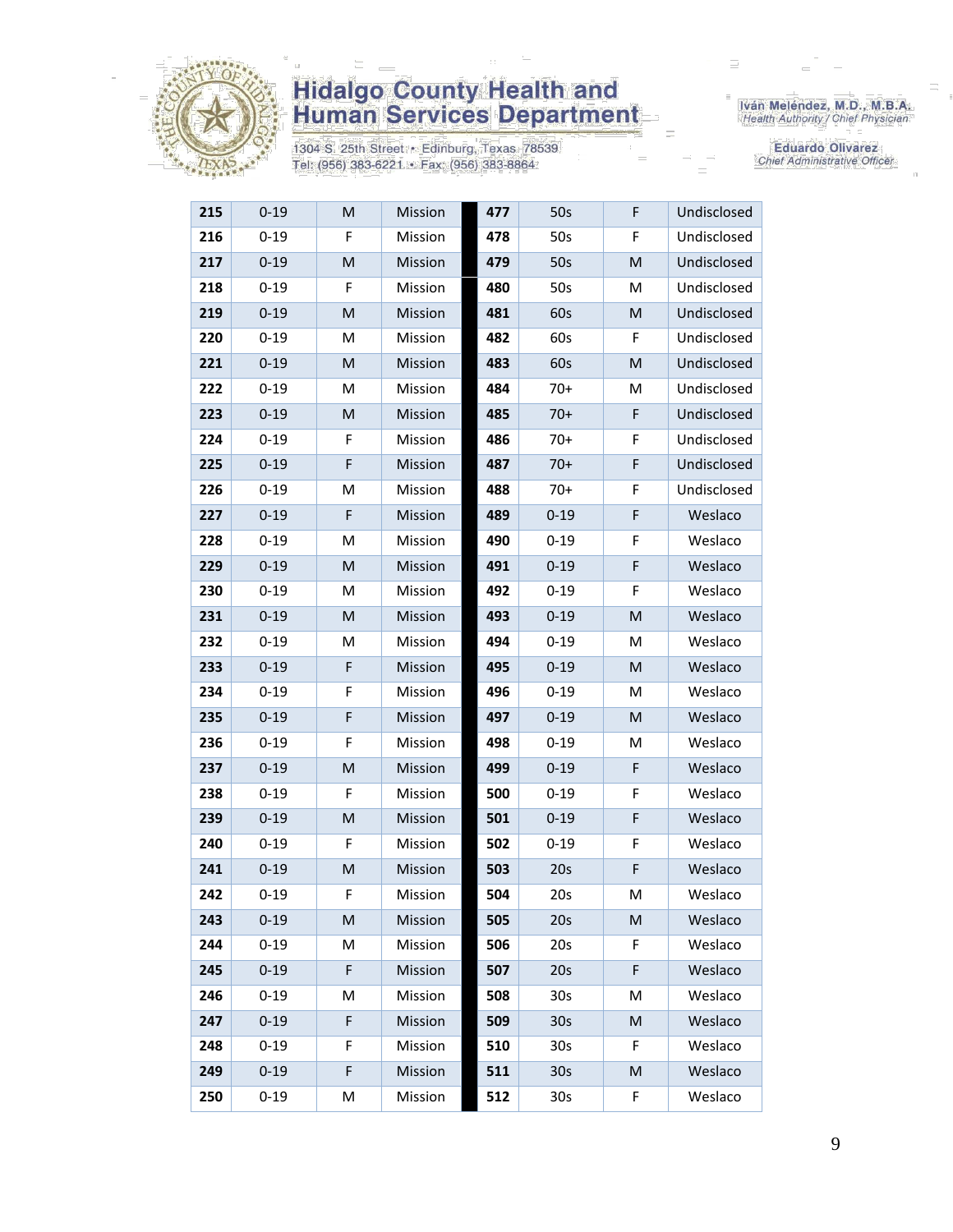# Hidalgo County Health and Human Services Department

1304 S. 25th Street • Edinburg, Texas 78539
Tel: (956) 383-6221 • Fax: (956) 383-8864

Iván Meléndez, M.D., M.B.A.
*Health Authority / Chief Physician*

Eduardo Olivarez
*Chief Administrative Officer*

| | | | | | | | |
|---|---|---|---|---|---|---|---|
| **215** | 0-19 | M | Mission | **477** | 50s | F | Undisclosed |
| **216** | 0-19 | F | Mission | **478** | 50s | F | Undisclosed |
| **217** | 0-19 | M | Mission | **479** | 50s | M | Undisclosed |
| **218** | 0-19 | F | Mission | **480** | 50s | M | Undisclosed |
| **219** | 0-19 | M | Mission | **481** | 60s | M | Undisclosed |
| **220** | 0-19 | M | Mission | **482** | 60s | F | Undisclosed |
| **221** | 0-19 | M | Mission | **483** | 60s | M | Undisclosed |
| **222** | 0-19 | M | Mission | **484** | 70+ | M | Undisclosed |
| **223** | 0-19 | M | Mission | **485** | 70+ | F | Undisclosed |
| **224** | 0-19 | F | Mission | **486** | 70+ | F | Undisclosed |
| **225** | 0-19 | F | Mission | **487** | 70+ | F | Undisclosed |
| **226** | 0-19 | M | Mission | **488** | 70+ | F | Undisclosed |
| **227** | 0-19 | F | Mission | **489** | 0-19 | F | Weslaco |
| **228** | 0-19 | M | Mission | **490** | 0-19 | F | Weslaco |
| **229** | 0-19 | M | Mission | **491** | 0-19 | F | Weslaco |
| **230** | 0-19 | M | Mission | **492** | 0-19 | F | Weslaco |
| **231** | 0-19 | M | Mission | **493** | 0-19 | M | Weslaco |
| **232** | 0-19 | M | Mission | **494** | 0-19 | M | Weslaco |
| **233** | 0-19 | F | Mission | **495** | 0-19 | M | Weslaco |
| **234** | 0-19 | F | Mission | **496** | 0-19 | M | Weslaco |
| **235** | 0-19 | F | Mission | **497** | 0-19 | M | Weslaco |
| **236** | 0-19 | F | Mission | **498** | 0-19 | M | Weslaco |
| **237** | 0-19 | M | Mission | **499** | 0-19 | F | Weslaco |
| **238** | 0-19 | F | Mission | **500** | 0-19 | F | Weslaco |
| **239** | 0-19 | M | Mission | **501** | 0-19 | F | Weslaco |
| **240** | 0-19 | F | Mission | **502** | 0-19 | F | Weslaco |
| **241** | 0-19 | M | Mission | **503** | 20s | F | Weslaco |
| **242** | 0-19 | F | Mission | **504** | 20s | M | Weslaco |
| **243** | 0-19 | M | Mission | **505** | 20s | M | Weslaco |
| **244** | 0-19 | M | Mission | **506** | 20s | F | Weslaco |
| **245** | 0-19 | F | Mission | **507** | 20s | F | Weslaco |
| **246** | 0-19 | M | Mission | **508** | 30s | M | Weslaco |
| **247** | 0-19 | F | Mission | **509** | 30s | M | Weslaco |
| **248** | 0-19 | F | Mission | **510** | 30s | F | Weslaco |
| **249** | 0-19 | F | Mission | **511** | 30s | M | Weslaco |
| **250** | 0-19 | M | Mission | **512** | 30s | F | Weslaco |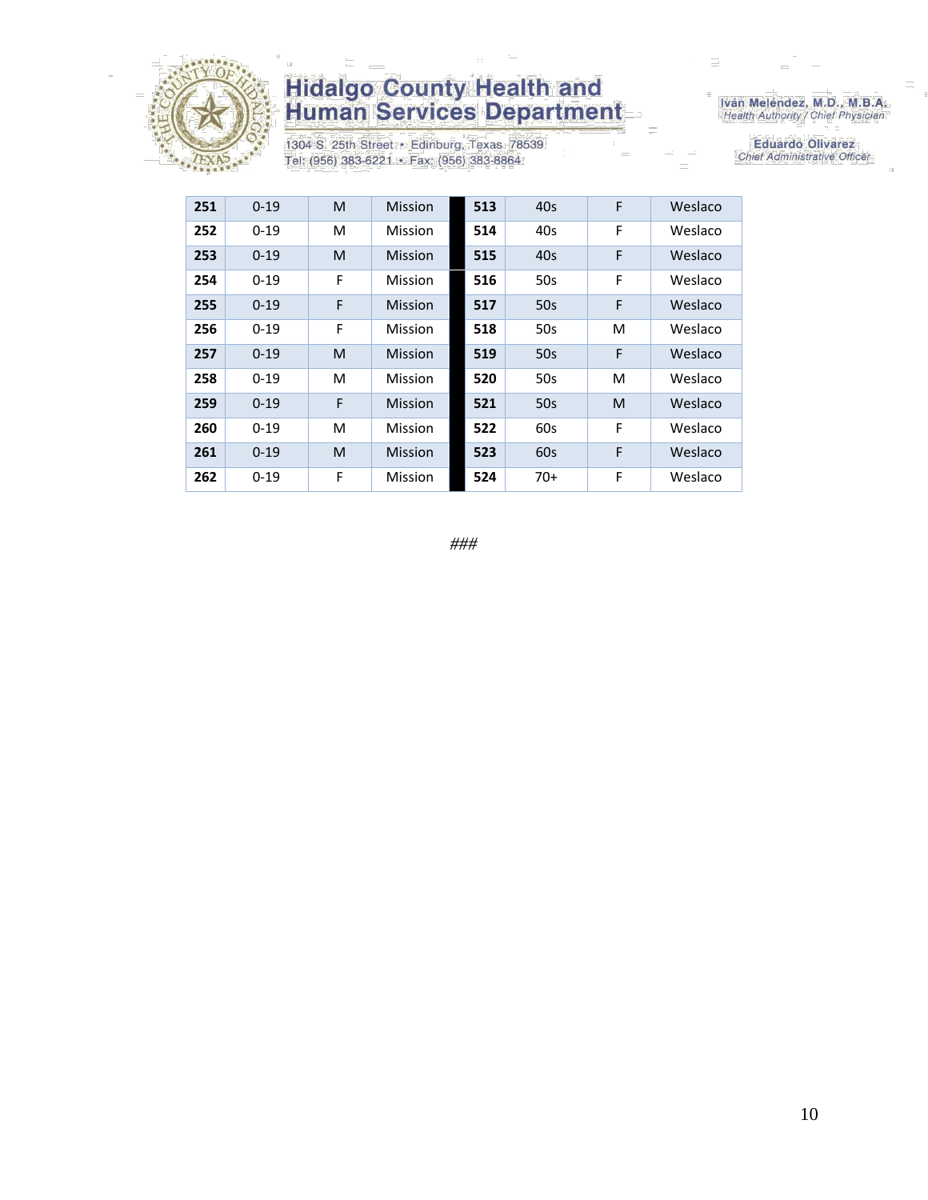| | | | | | | | | |
|---|---|---|---|---|---|---|---|---|
| **251** | 0-19 | M | Mission | | **513** | 40s | F | Weslaco |
| **252** | 0-19 | M | Mission | | **514** | 40s | F | Weslaco |
| **253** | 0-19 | M | Mission | | **515** | 40s | F | Weslaco |
| **254** | 0-19 | F | Mission | | **516** | 50s | F | Weslaco |
| **255** | 0-19 | F | Mission | | **517** | 50s | F | Weslaco |
| **256** | 0-19 | F | Mission | | **518** | 50s | M | Weslaco |
| **257** | 0-19 | M | Mission | | **519** | 50s | F | Weslaco |
| **258** | 0-19 | M | Mission | | **520** | 50s | M | Weslaco |
| **259** | 0-19 | F | Mission | | **521** | 50s | M | Weslaco |
| **260** | 0-19 | M | Mission | | **522** | 60s | F | Weslaco |
| **261** | 0-19 | M | Mission | | **523** | 60s | F | Weslaco |
| **262** | 0-19 | F | Mission | | **524** | 70+ | F | Weslaco |

###